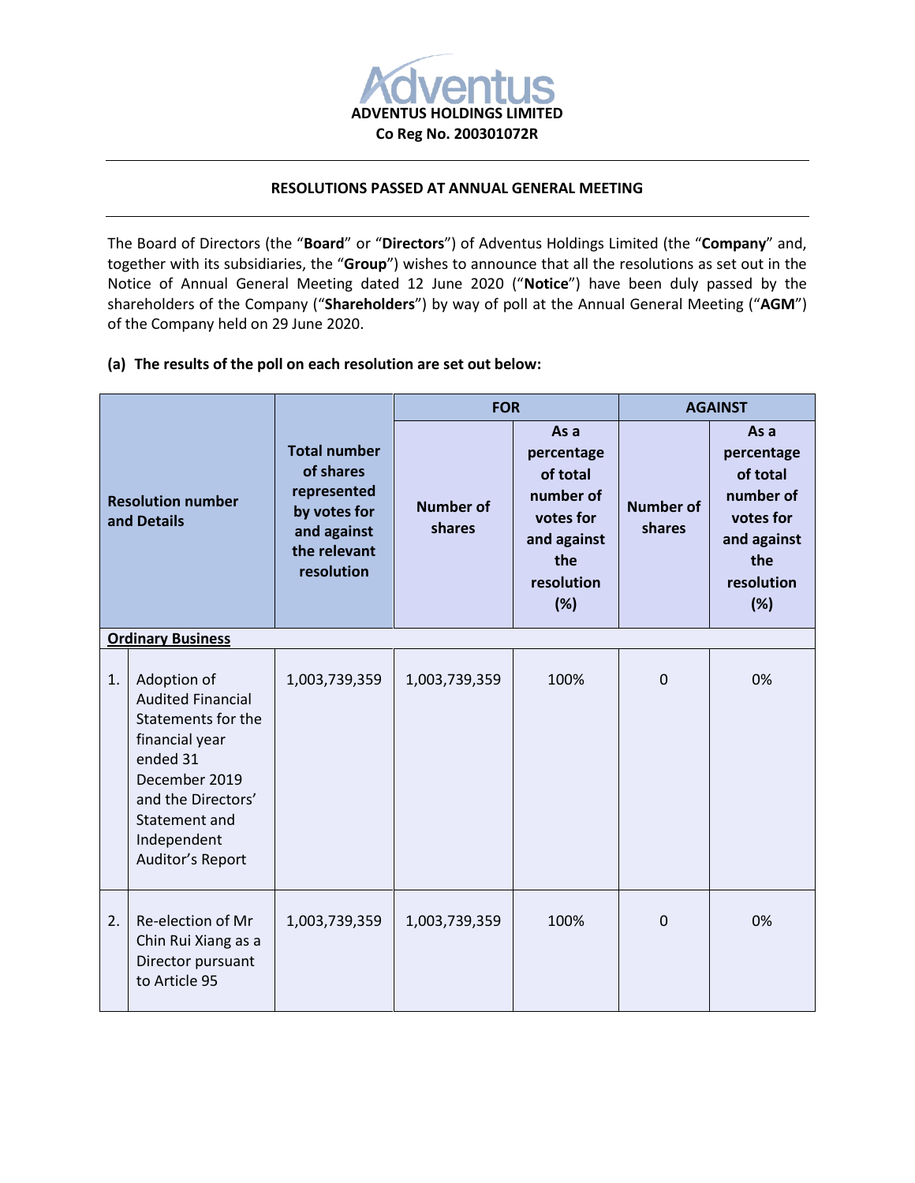**ADVENTUS HOLDINGS LIMITED**
**Co Reg No. 200301072R**

---

**RESOLUTIONS PASSED AT ANNUAL GENERAL MEETING**

---

The Board of Directors (the "**Board**" or "**Directors**") of Adventus Holdings Limited (the "**Company**" and, together with its subsidiaries, the "**Group**") wishes to announce that all the resolutions as set out in the Notice of Annual General Meeting dated 12 June 2020 ("**Notice**") have been duly passed by the shareholders of the Company ("**Shareholders**") by way of poll at the Annual General Meeting ("**AGM**") of the Company held on 29 June 2020.

**(a) The results of the poll on each resolution are set out below:**

| Resolution number and Details | | Total number of shares represented by votes for and against the relevant resolution | FOR | | AGAINST | |
|---|---|---|---|---|---|---|
| | | | Number of shares | As a percentage of total number of votes for and against the resolution (%) | Number of shares | As a percentage of total number of votes for and against the resolution (%) |
| **Ordinary Business** | | | | | | |
| 1. | Adoption of Audited Financial Statements for the financial year ended 31 December 2019 and the Directors' Statement and Independent Auditor's Report | 1,003,739,359 | 1,003,739,359 | 100% | 0 | 0% |
| 2. | Re-election of Mr Chin Rui Xiang as a Director pursuant to Article 95 | 1,003,739,359 | 1,003,739,359 | 100% | 0 | 0% |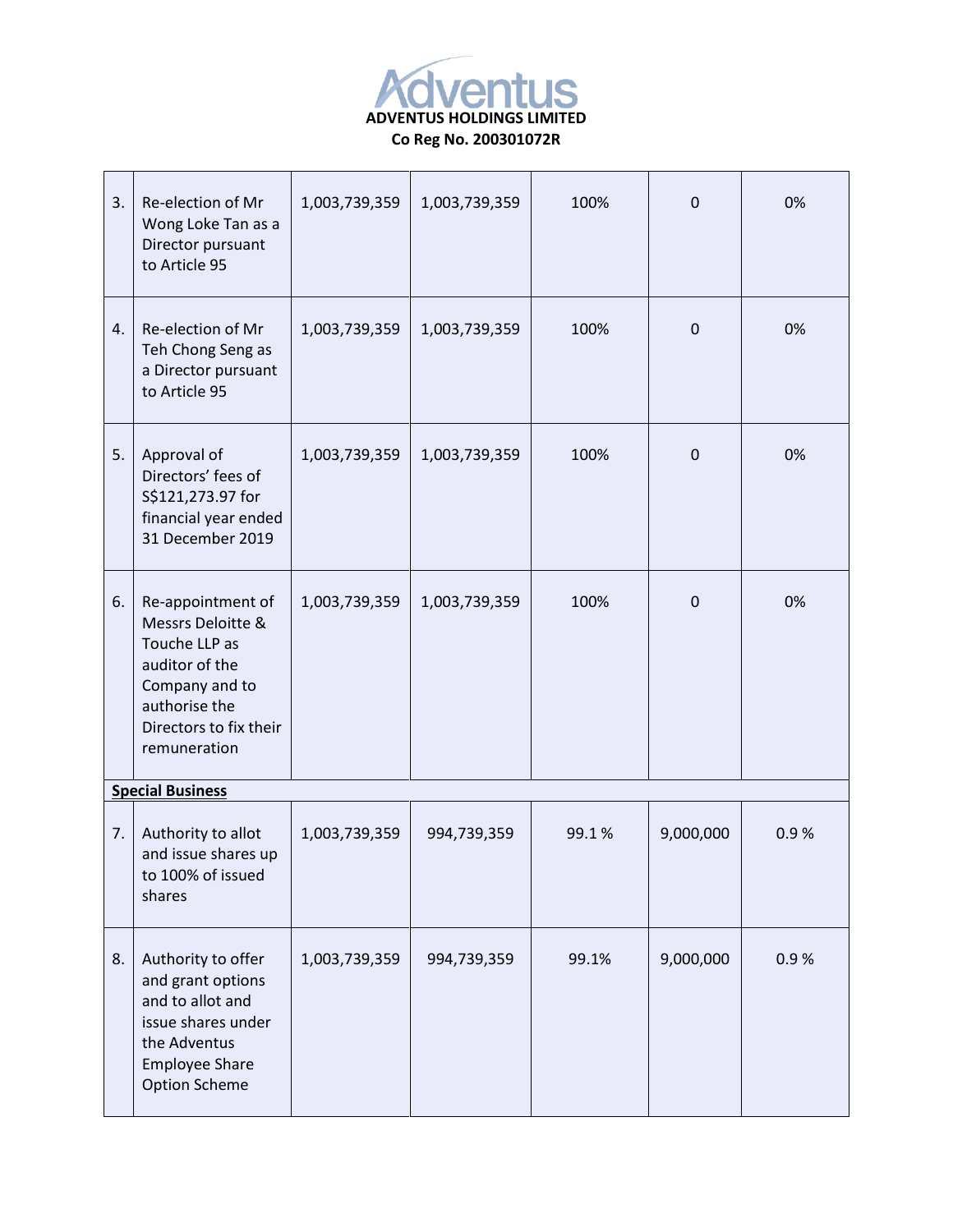**ADVENTUS HOLDINGS LIMITED**
**Co Reg No. 200301072R**

| | | | | | | |
|---|---|---|---|---|---|---|
| 3. | Re-election of Mr Wong Loke Tan as a Director pursuant to Article 95 | 1,003,739,359 | 1,003,739,359 | 100% | 0 | 0% |
| 4. | Re-election of Mr Teh Chong Seng as a Director pursuant to Article 95 | 1,003,739,359 | 1,003,739,359 | 100% | 0 | 0% |
| 5. | Approval of Directors' fees of S$121,273.97 for financial year ended 31 December 2019 | 1,003,739,359 | 1,003,739,359 | 100% | 0 | 0% |
| 6. | Re-appointment of Messrs Deloitte & Touche LLP as auditor of the Company and to authorise the Directors to fix their remuneration | 1,003,739,359 | 1,003,739,359 | 100% | 0 | 0% |
| **Special Business** | | | | | | |
| 7. | Authority to allot and issue shares up to 100% of issued shares | 1,003,739,359 | 994,739,359 | 99.1 % | 9,000,000 | 0.9 % |
| 8. | Authority to offer and grant options and to allot and issue shares under the Adventus Employee Share Option Scheme | 1,003,739,359 | 994,739,359 | 99.1% | 9,000,000 | 0.9 % |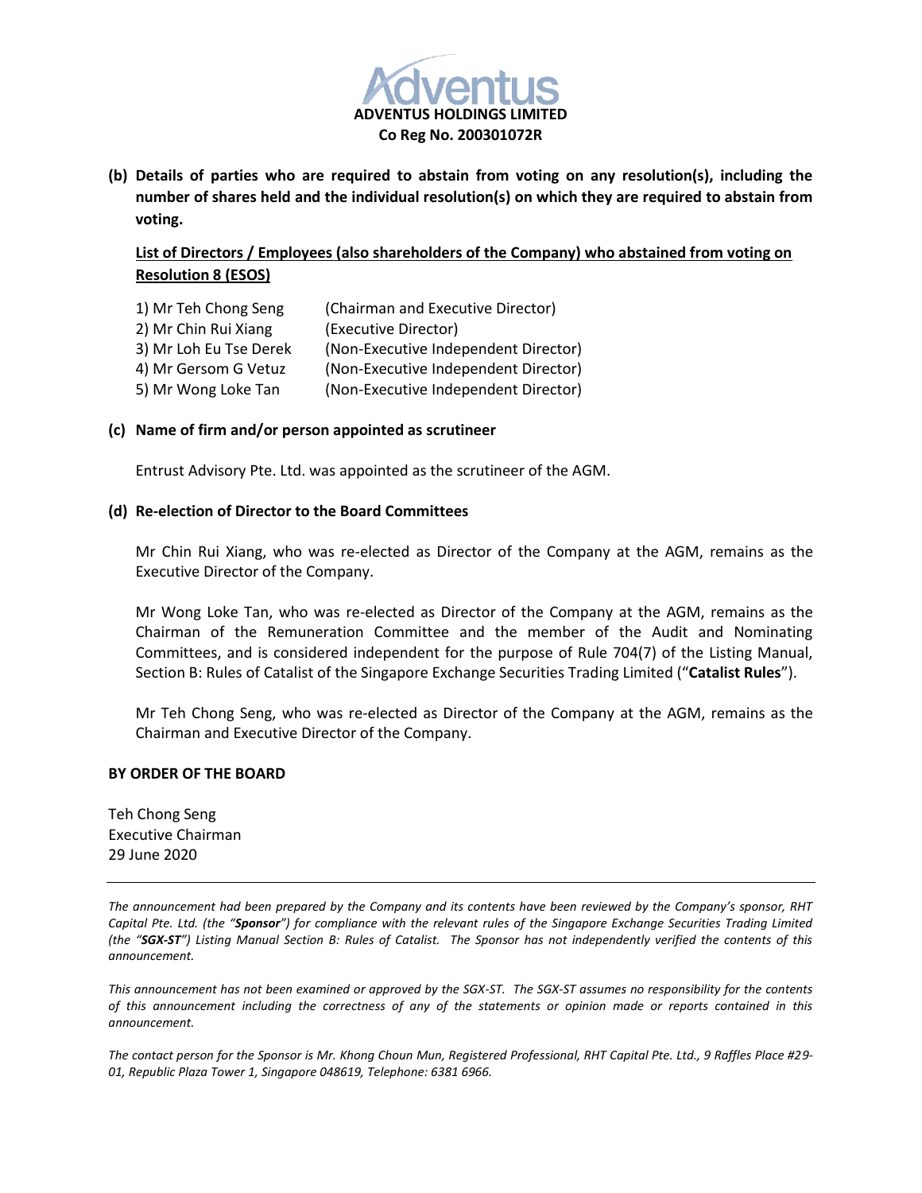**ADVENTUS HOLDINGS LIMITED**
**Co Reg No. 200301072R**

**(b) Details of parties who are required to abstain from voting on any resolution(s), including the number of shares held and the individual resolution(s) on which they are required to abstain from voting.**

**List of Directors / Employees (also shareholders of the Company) who abstained from voting on Resolution 8 (ESOS)**

| | |
|---|---|
| 1) Mr Teh Chong Seng | (Chairman and Executive Director) |
| 2) Mr Chin Rui Xiang | (Executive Director) |
| 3) Mr Loh Eu Tse Derek | (Non-Executive Independent Director) |
| 4) Mr Gersom G Vetuz | (Non-Executive Independent Director) |
| 5) Mr Wong Loke Tan | (Non-Executive Independent Director) |

**(c) Name of firm and/or person appointed as scrutineer**

Entrust Advisory Pte. Ltd. was appointed as the scrutineer of the AGM.

**(d) Re-election of Director to the Board Committees**

Mr Chin Rui Xiang, who was re-elected as Director of the Company at the AGM, remains as the Executive Director of the Company.

Mr Wong Loke Tan, who was re-elected as Director of the Company at the AGM, remains as the Chairman of the Remuneration Committee and the member of the Audit and Nominating Committees, and is considered independent for the purpose of Rule 704(7) of the Listing Manual, Section B: Rules of Catalist of the Singapore Exchange Securities Trading Limited ("**Catalist Rules**").

Mr Teh Chong Seng, who was re-elected as Director of the Company at the AGM, remains as the Chairman and Executive Director of the Company.

**BY ORDER OF THE BOARD**

Teh Chong Seng
Executive Chairman
29 June 2020

---

*The announcement had been prepared by the Company and its contents have been reviewed by the Company's sponsor, RHT Capital Pte. Ltd. (the "**Sponsor**") for compliance with the relevant rules of the Singapore Exchange Securities Trading Limited (the "**SGX-ST**") Listing Manual Section B: Rules of Catalist. The Sponsor has not independently verified the contents of this announcement.*

*This announcement has not been examined or approved by the SGX-ST. The SGX-ST assumes no responsibility for the contents of this announcement including the correctness of any of the statements or opinion made or reports contained in this announcement.*

*The contact person for the Sponsor is Mr. Khong Choun Mun, Registered Professional, RHT Capital Pte. Ltd., 9 Raffles Place #29-01, Republic Plaza Tower 1, Singapore 048619, Telephone: 6381 6966.*